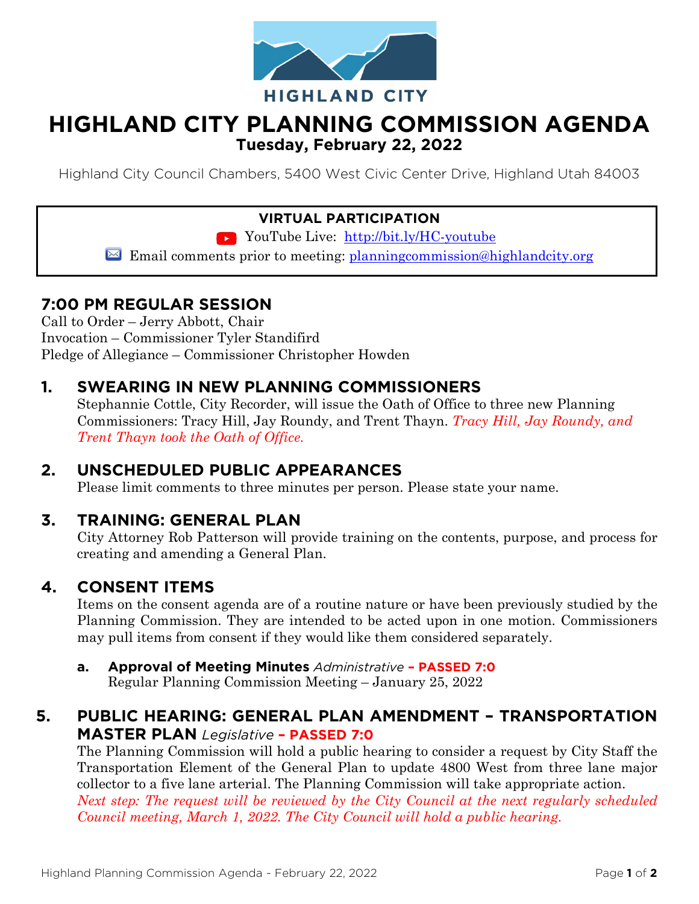HIGHLAND CITY

# HIGHLAND CITY PLANNING COMMISSION AGENDA

**Tuesday, February 22, 2022**

Highland City Council Chambers, 5400 West Civic Center Drive, Highland Utah 84003

**VIRTUAL PARTICIPATION**

YouTube Live: http://bit.ly/HC-youtube

Email comments prior to meeting: planningcommission@highlandcity.org

## 7:00 PM REGULAR SESSION

Call to Order – Jerry Abbott, Chair
Invocation – Commissioner Tyler Standifird
Pledge of Allegiance – Commissioner Christopher Howden

## 1. SWEARING IN NEW PLANNING COMMISSIONERS

Stephannie Cottle, City Recorder, will issue the Oath of Office to three new Planning Commissioners: Tracy Hill, Jay Roundy, and Trent Thayn. *Tracy Hill, Jay Roundy, and Trent Thayn took the Oath of Office.*

## 2. UNSCHEDULED PUBLIC APPEARANCES

Please limit comments to three minutes per person. Please state your name.

## 3. TRAINING: GENERAL PLAN

City Attorney Rob Patterson will provide training on the contents, purpose, and process for creating and amending a General Plan.

## 4. CONSENT ITEMS

Items on the consent agenda are of a routine nature or have been previously studied by the Planning Commission. They are intended to be acted upon in one motion. Commissioners may pull items from consent if they would like them considered separately.

**a. Approval of Meeting Minutes** *Administrative* **– PASSED 7:0**
Regular Planning Commission Meeting – January 25, 2022

## 5. PUBLIC HEARING: GENERAL PLAN AMENDMENT – TRANSPORTATION MASTER PLAN *Legislative* – PASSED 7:0

The Planning Commission will hold a public hearing to consider a request by City Staff the Transportation Element of the General Plan to update 4800 West from three lane major collector to a five lane arterial. The Planning Commission will take appropriate action. *Next step: The request will be reviewed by the City Council at the next regularly scheduled Council meeting, March 1, 2022. The City Council will hold a public hearing.*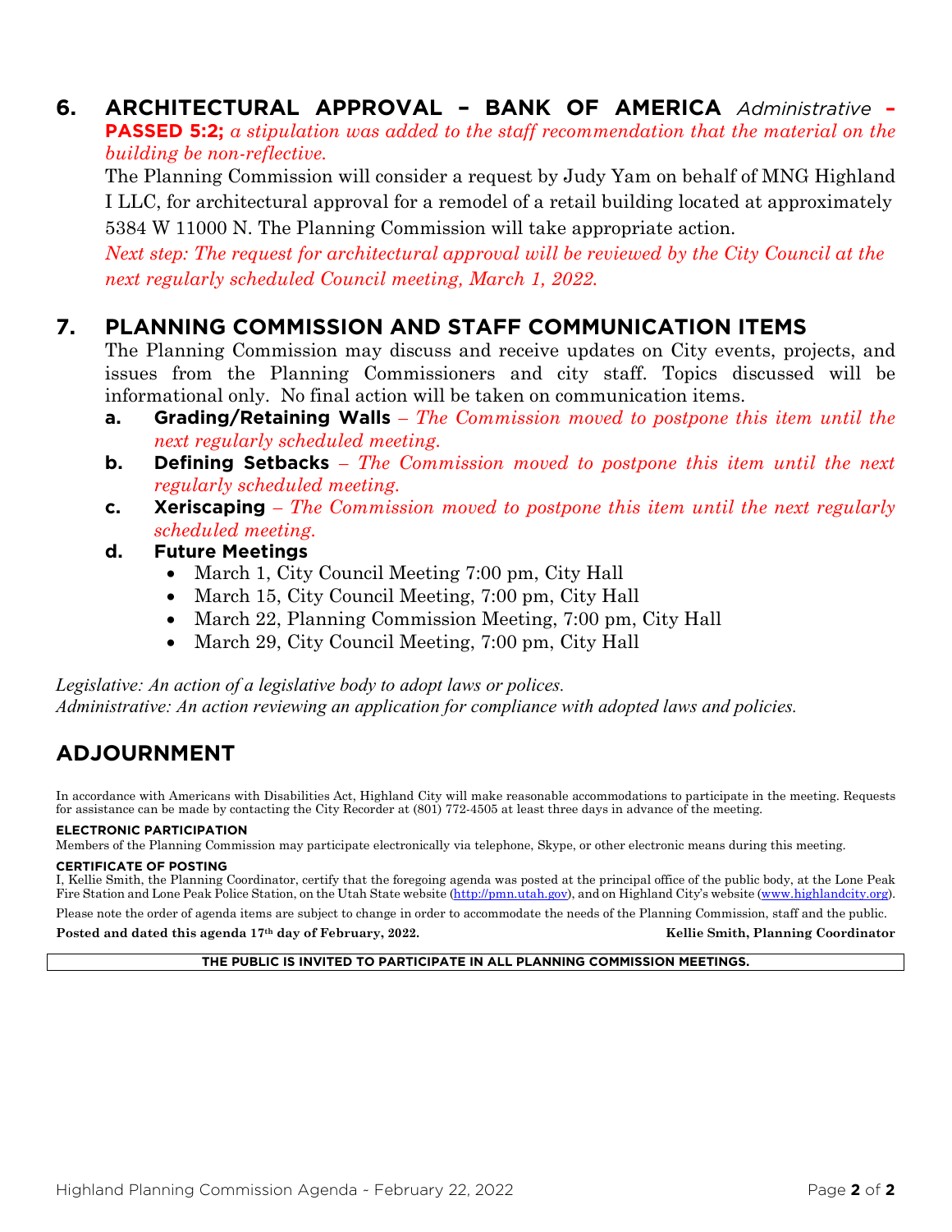## 6. ARCHITECTURAL APPROVAL – BANK OF AMERICA *Administrative* – **PASSED 5:2;** *a stipulation was added to the staff recommendation that the material on the building be non-reflective.*

The Planning Commission will consider a request by Judy Yam on behalf of MNG Highland I LLC, for architectural approval for a remodel of a retail building located at approximately 5384 W 11000 N. The Planning Commission will take appropriate action.

*Next step: The request for architectural approval will be reviewed by the City Council at the next regularly scheduled Council meeting, March 1, 2022.*

## 7. PLANNING COMMISSION AND STAFF COMMUNICATION ITEMS

The Planning Commission may discuss and receive updates on City events, projects, and issues from the Planning Commissioners and city staff. Topics discussed will be informational only. No final action will be taken on communication items.

- **a. Grading/Retaining Walls** – *The Commission moved to postpone this item until the next regularly scheduled meeting.*
- **b. Defining Setbacks** – *The Commission moved to postpone this item until the next regularly scheduled meeting.*
- **c. Xeriscaping** – *The Commission moved to postpone this item until the next regularly scheduled meeting.*
- **d. Future Meetings**
  - March 1, City Council Meeting 7:00 pm, City Hall
  - March 15, City Council Meeting, 7:00 pm, City Hall
  - March 22, Planning Commission Meeting, 7:00 pm, City Hall
  - March 29, City Council Meeting, 7:00 pm, City Hall

*Legislative: An action of a legislative body to adopt laws or polices.*
*Administrative: An action reviewing an application for compliance with adopted laws and policies.*

## ADJOURNMENT

In accordance with Americans with Disabilities Act, Highland City will make reasonable accommodations to participate in the meeting. Requests for assistance can be made by contacting the City Recorder at (801) 772-4505 at least three days in advance of the meeting.

**ELECTRONIC PARTICIPATION**

Members of the Planning Commission may participate electronically via telephone, Skype, or other electronic means during this meeting.

**CERTIFICATE OF POSTING**

I, Kellie Smith, the Planning Coordinator, certify that the foregoing agenda was posted at the principal office of the public body, at the Lone Peak Fire Station and Lone Peak Police Station, on the Utah State website (http://pmn.utah.gov), and on Highland City's website (www.highlandcity.org).

Please note the order of agenda items are subject to change in order to accommodate the needs of the Planning Commission, staff and the public.

**Posted and dated this agenda 17th day of February, 2022.** **Kellie Smith, Planning Coordinator**

**THE PUBLIC IS INVITED TO PARTICIPATE IN ALL PLANNING COMMISSION MEETINGS.**